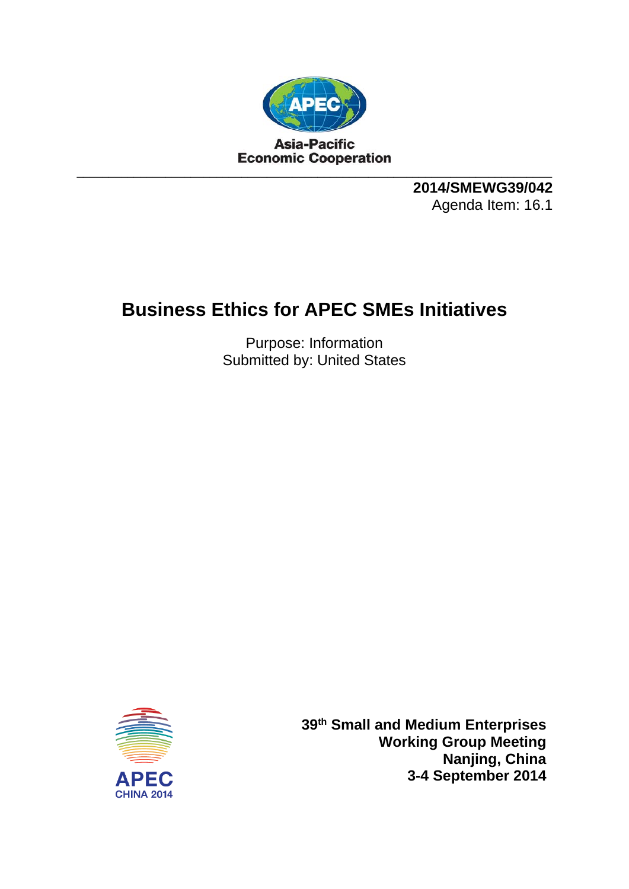Asia-Pacific
Economic Cooperation

**2014/SMEWG39/042**
Agenda Item: 16.1

# Business Ethics for APEC SMEs Initiatives

Purpose: Information
Submitted by: United States

APEC CHINA 2014

**39th Small and Medium Enterprises Working Group Meeting**
**Nanjing, China**
**3-4 September 2014**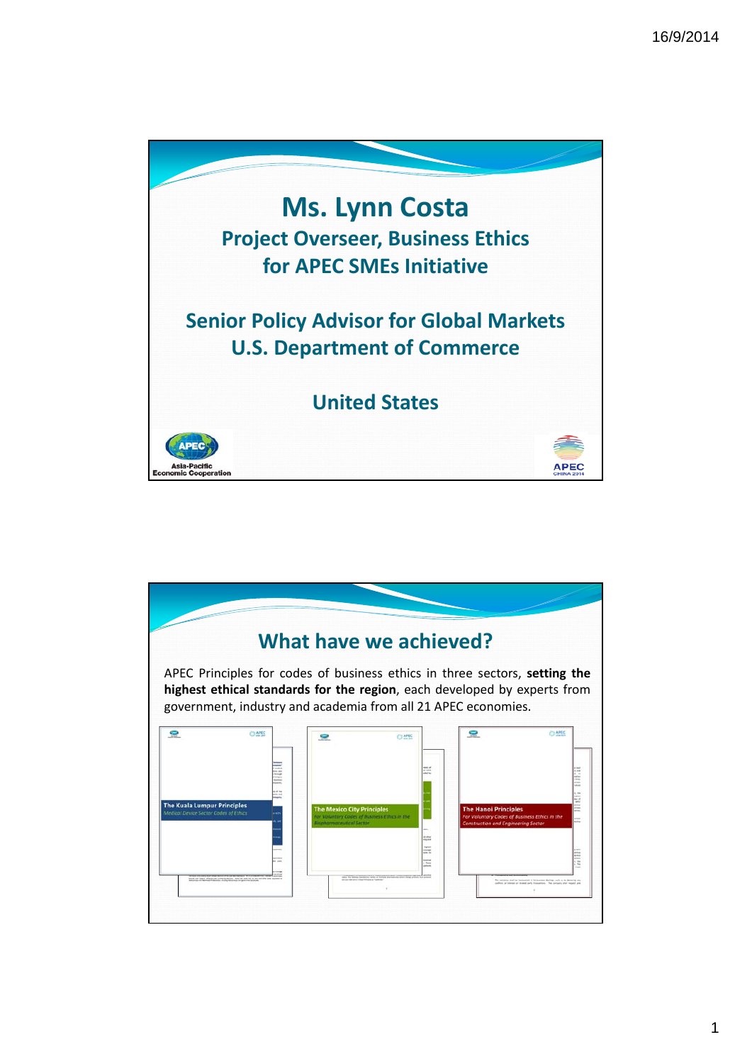# Ms. Lynn Costa

## Project Overseer, Business Ethics for APEC SMEs Initiative

## Senior Policy Advisor for Global Markets U.S. Department of Commerce

## United States

---

# What have we achieved?

APEC Principles for codes of business ethics in three sectors, **setting the highest ethical standards for the region**, each developed by experts from government, industry and academia from all 21 APEC economies.

- The Kuala Lumpur Principles — *Medical Device Sector Codes of Ethics*
- The Mexico City Principles — *For Voluntary Codes of Business Ethics in the Biopharmaceutical Sector*
- The Hanoi Principles — *For Voluntary Codes of Business Ethics in the Construction and Engineering Sector*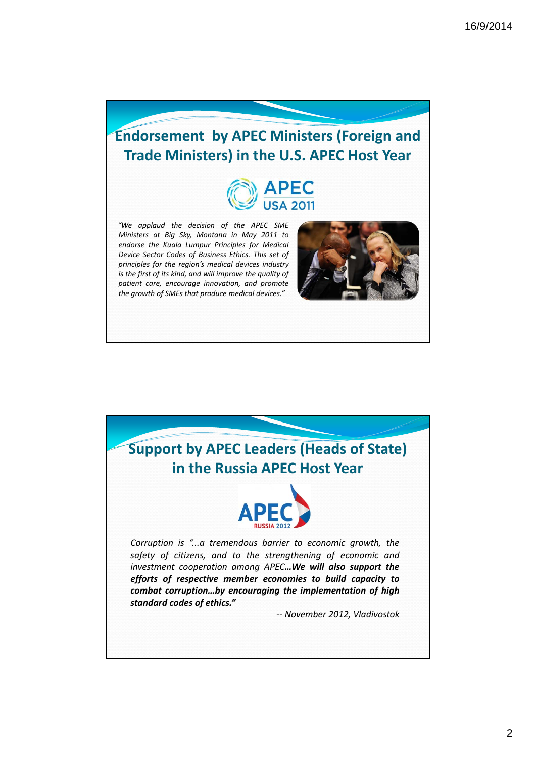## Endorsement by APEC Ministers (Foreign and Trade Ministers) in the U.S. APEC Host Year

APEC USA 2011

*"We applaud the decision of the APEC SME Ministers at Big Sky, Montana in May 2011 to endorse the Kuala Lumpur Principles for Medical Device Sector Codes of Business Ethics. This set of principles for the region's medical devices industry is the first of its kind, and will improve the quality of patient care, encourage innovation, and promote the growth of SMEs that produce medical devices."*

## Support by APEC Leaders (Heads of State) in the Russia APEC Host Year

APEC RUSSIA 2012

*Corruption is "...a tremendous barrier to economic growth, the safety of citizens, and to the strengthening of economic and investment cooperation among APEC**…We will also support the efforts of respective member economies to build capacity to combat corruption…by encouraging the implementation of high standard codes of ethics."***

*-- November 2012, Vladivostok*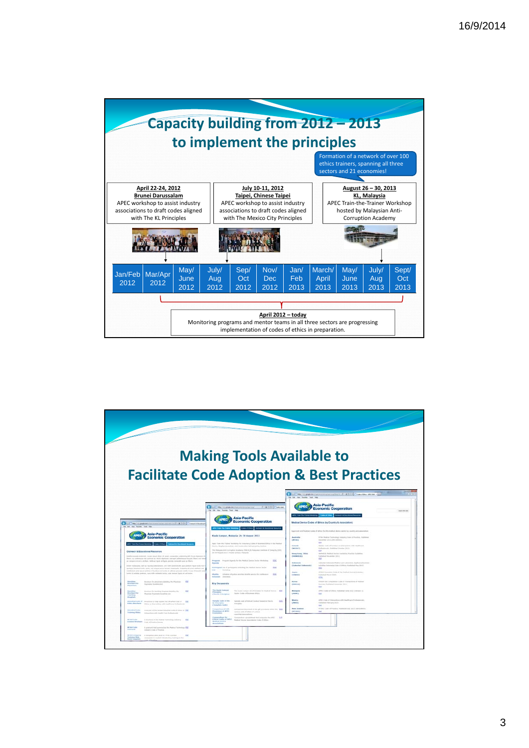## Capacity building from 2012 – 2013 to implement the principles

Formation of a network of over 100 ethics trainers, spanning all three sectors and 21 economies!

**April 22-24, 2012**
**Brunei Darussalam**
APEC workshop to assist industry associations to draft codes aligned with The KL Principles

**July 10-11, 2012**
**Taipei, Chinese Taipei**
APEC workshop to assist industry associations to draft codes aligned with The Mexico City Principles

**August 26 – 30, 2013**
**KL, Malaysia**
APEC Train-the-Trainer Workshop hosted by Malaysian Anti-Corruption Academy

| Jan/Feb 2012 | Mar/Apr 2012 | May/ June 2012 | July/ Aug 2012 | Sep/ Oct 2012 | Nov/ Dec 2012 | Jan/ Feb 2013 | March/ April 2013 | May/ June 2013 | July/ Aug 2013 | Sept/ Oct 2013 |
|---|---|---|---|---|---|---|---|---|---|---|

**April 2012 – today**
Monitoring programs and mentor teams in all three sectors are progressing implementation of codes of ethics in preparation.

## Making Tools Available to Facilitate Code Adoption & Best Practices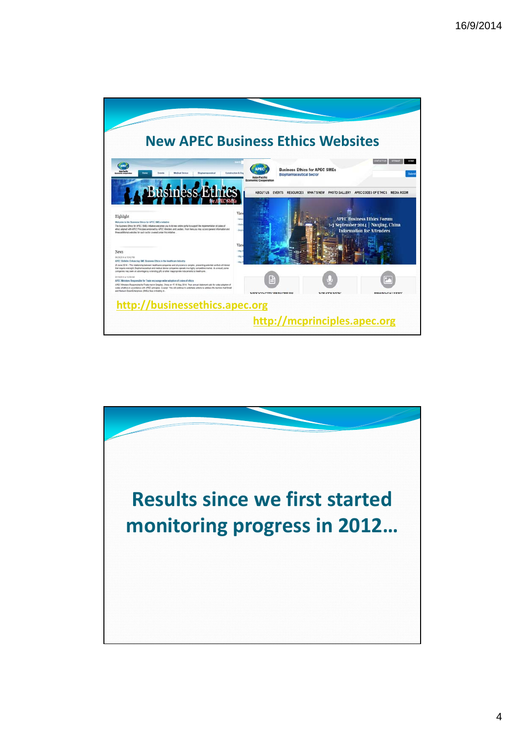## New APEC Business Ethics Websites

http://businessethics.apec.org

http://mcprinciples.apec.org

## Results since we first started monitoring progress in 2012…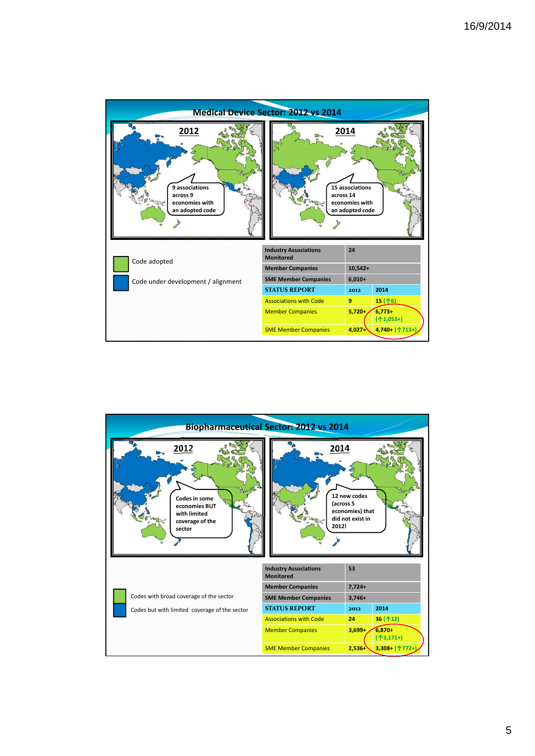## Medical Device Sector: 2012 vs 2014

**2012**

9 associations across 9 economies with an adopted code

**2014**

15 associations across 14 economies with an adopted code

- Code adopted
- Code under development / alignment

| Industry Associations Monitored | 24 | |
|---|---|---|
| Member Companies | 10,542+ | |
| SME Member Companies | 6,010+ | |
| **STATUS REPORT** | **2012** | **2014** |
| Associations with Code | 9 | 15 (↑6) |
| Member Companies | 5,720+ | 6,773+ (↑1,053+) |
| SME Member Companies | 4,027+ | 4,740+ (↑713+) |

## Biopharmaceutical Sector: 2012 vs 2014

**2012**

Codes in some economies BUT with limited coverage of the sector

**2014**

12 new codes (across 5 economies) that did not exist in 2012!

- Codes with broad coverage of the sector
- Codes but with limited coverage of the sector

| Industry Associations Monitored | 53 | |
|---|---|---|
| Member Companies | 7,724+ | |
| SME Member Companies | 3,746+ | |
| **STATUS REPORT** | **2012** | **2014** |
| Associations with Code | 24 | 36 (↑12) |
| Member Companies | 3,699+ | 6,870+ (↑3,171+) |
| SME Member Companies | 2,536+ | 3,308+ (↑772+) |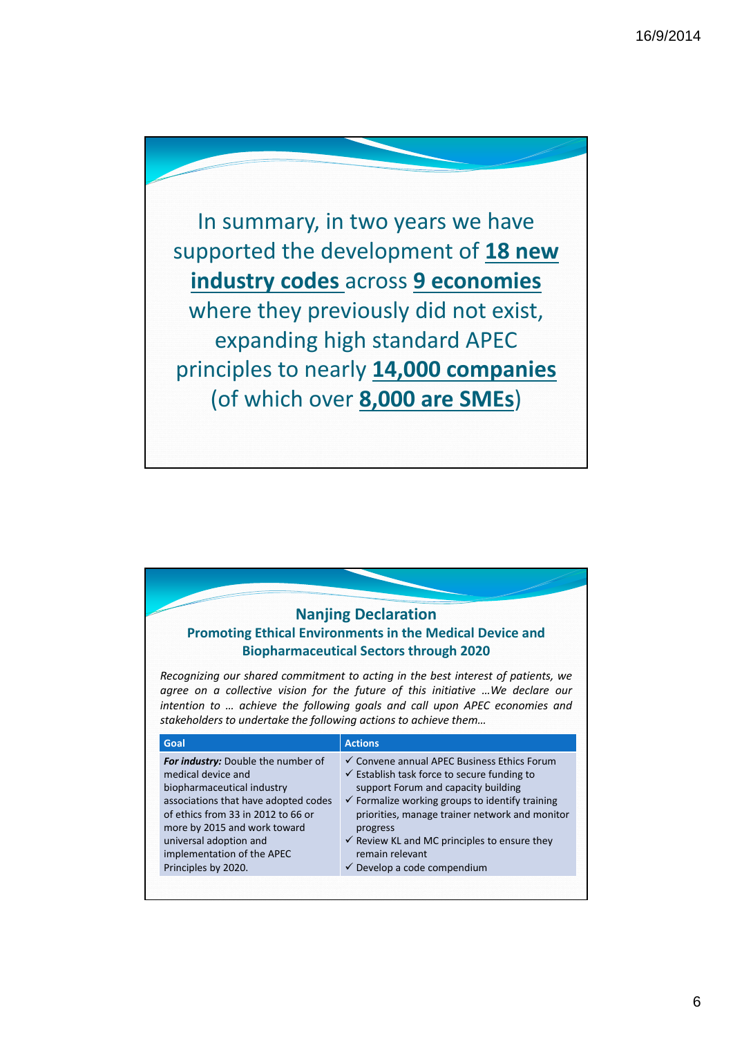In summary, in two years we have supported the development of **18 new industry codes** across **9 economies** where they previously did not exist, expanding high standard APEC principles to nearly **14,000 companies** (of which over **8,000 are SMEs**)

## Nanjing Declaration

### Promoting Ethical Environments in the Medical Device and Biopharmaceutical Sectors through 2020

*Recognizing our shared commitment to acting in the best interest of patients, we agree on a collective vision for the future of this initiative …We declare our intention to … achieve the following goals and call upon APEC economies and stakeholders to undertake the following actions to achieve them…*

| Goal | Actions |
|---|---|
| ***For industry:*** Double the number of medical device and biopharmaceutical industry associations that have adopted codes of ethics from 33 in 2012 to 66 or more by 2015 and work toward universal adoption and implementation of the APEC Principles by 2020. | ✓ Convene annual APEC Business Ethics Forum<br>✓ Establish task force to secure funding to support Forum and capacity building<br>✓ Formalize working groups to identify training priorities, manage trainer network and monitor progress<br>✓ Review KL and MC principles to ensure they remain relevant<br>✓ Develop a code compendium |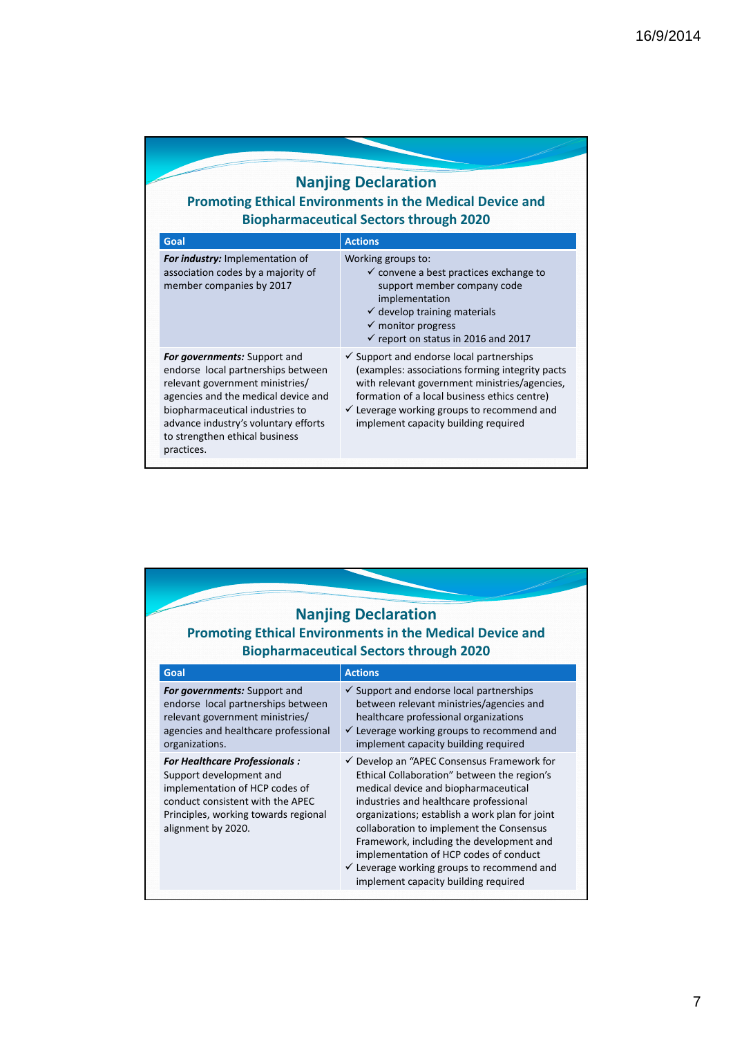## Nanjing Declaration

### Promoting Ethical Environments in the Medical Device and Biopharmaceutical Sectors through 2020

| Goal | Actions |
|---|---|
| ***For industry:*** Implementation of association codes by a majority of member companies by 2017 | Working groups to:<br>✓ convene a best practices exchange to support member company code implementation<br>✓ develop training materials<br>✓ monitor progress<br>✓ report on status in 2016 and 2017 |
| ***For governments:*** Support and endorse local partnerships between relevant government ministries/ agencies and the medical device and biopharmaceutical industries to advance industry's voluntary efforts to strengthen ethical business practices. | ✓ Support and endorse local partnerships (examples: associations forming integrity pacts with relevant government ministries/agencies, formation of a local business ethics centre)<br>✓ Leverage working groups to recommend and implement capacity building required |

## Nanjing Declaration

### Promoting Ethical Environments in the Medical Device and Biopharmaceutical Sectors through 2020

| Goal | Actions |
|---|---|
| ***For governments:*** Support and endorse local partnerships between relevant government ministries/ agencies and healthcare professional organizations. | ✓ Support and endorse local partnerships between relevant ministries/agencies and healthcare professional organizations<br>✓ Leverage working groups to recommend and implement capacity building required |
| ***For Healthcare Professionals :*** Support development and implementation of HCP codes of conduct consistent with the APEC Principles, working towards regional alignment by 2020. | ✓ Develop an "APEC Consensus Framework for Ethical Collaboration" between the region's medical device and biopharmaceutical industries and healthcare professional organizations; establish a work plan for joint collaboration to implement the Consensus Framework, including the development and implementation of HCP codes of conduct<br>✓ Leverage working groups to recommend and implement capacity building required |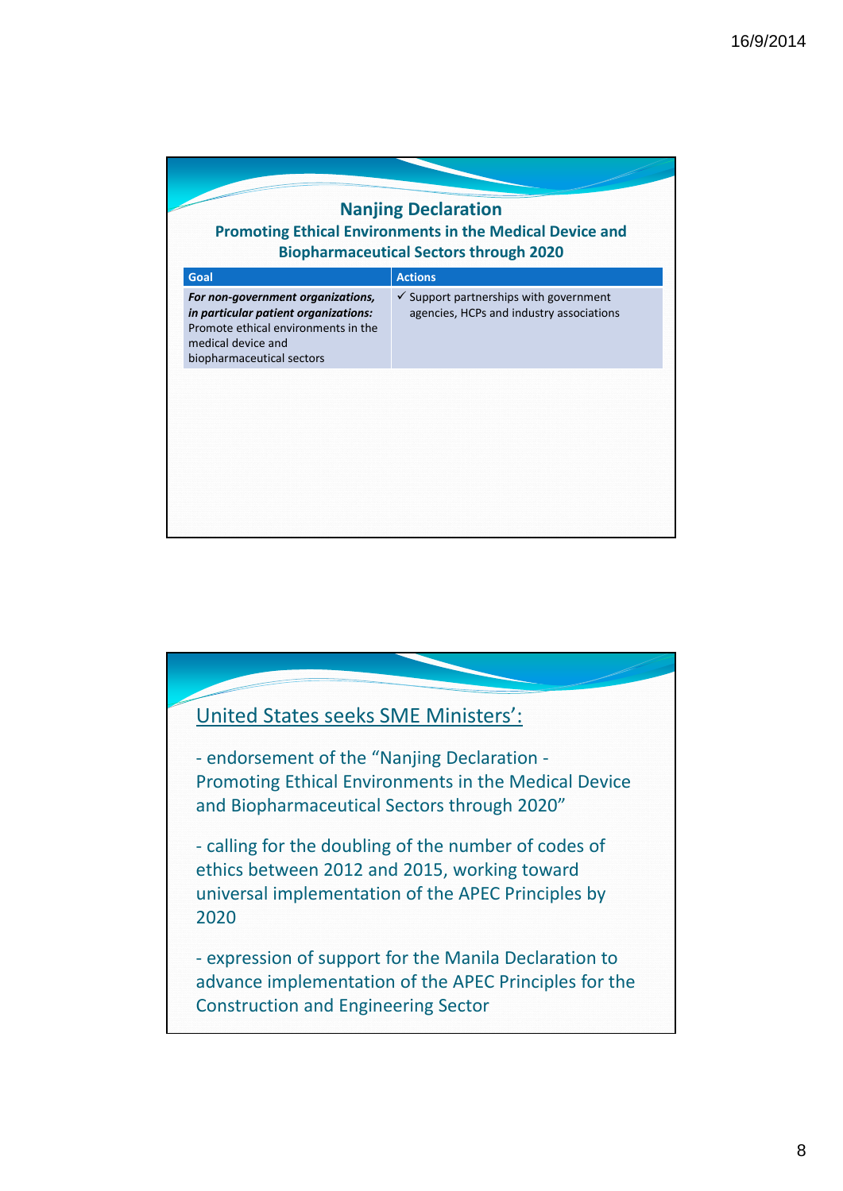## Nanjing Declaration

### Promoting Ethical Environments in the Medical Device and Biopharmaceutical Sectors through 2020

| Goal | Actions |
|---|---|
| ***For non-government organizations, in particular patient organizations:*** Promote ethical environments in the medical device and biopharmaceutical sectors | ✓ Support partnerships with government agencies, HCPs and industry associations |

United States seeks SME Ministers':

- endorsement of the "Nanjing Declaration - Promoting Ethical Environments in the Medical Device and Biopharmaceutical Sectors through 2020"

- calling for the doubling of the number of codes of ethics between 2012 and 2015, working toward universal implementation of the APEC Principles by 2020

- expression of support for the Manila Declaration to advance implementation of the APEC Principles for the Construction and Engineering Sector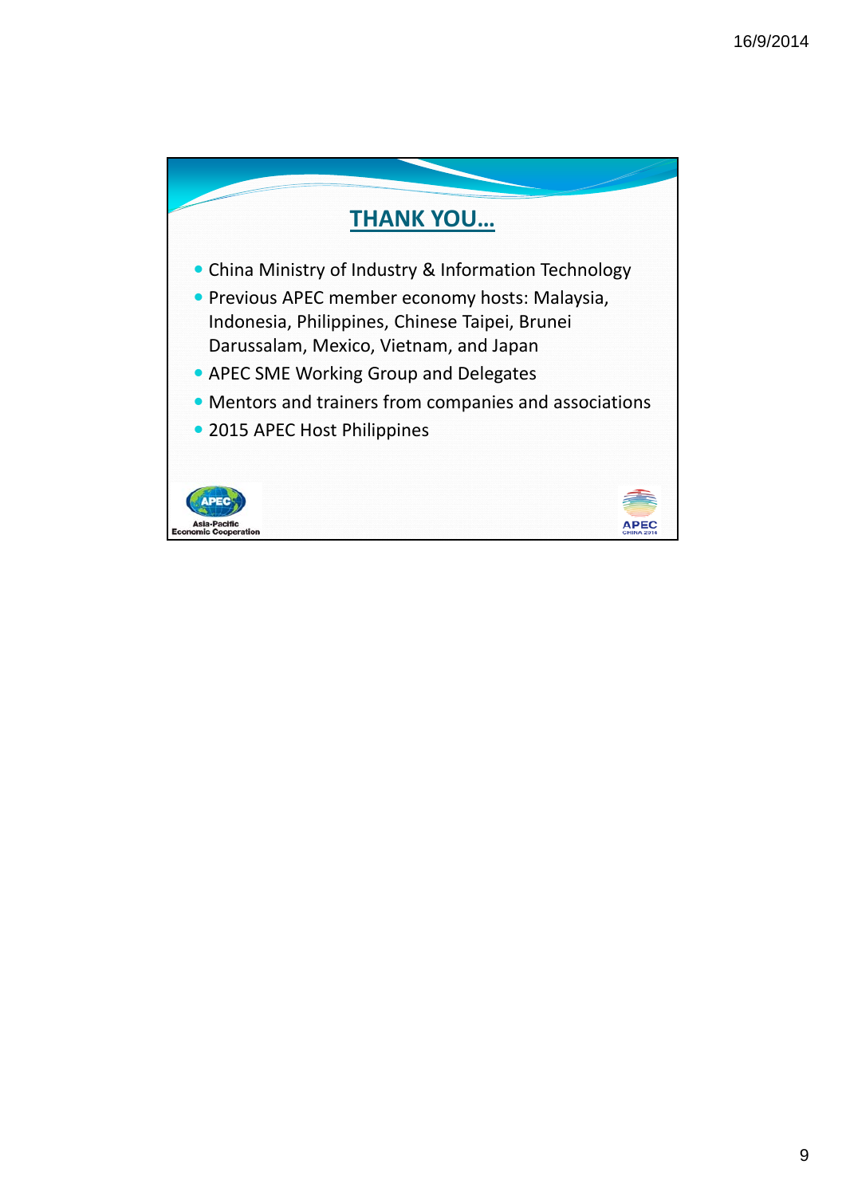# THANK YOU…

- China Ministry of Industry & Information Technology
- Previous APEC member economy hosts: Malaysia, Indonesia, Philippines, Chinese Taipei, Brunei Darussalam, Mexico, Vietnam, and Japan
- APEC SME Working Group and Delegates
- Mentors and trainers from companies and associations
- 2015 APEC Host Philippines

APEC
Asia-Pacific
Economic Cooperation

APEC
CHINA 2014